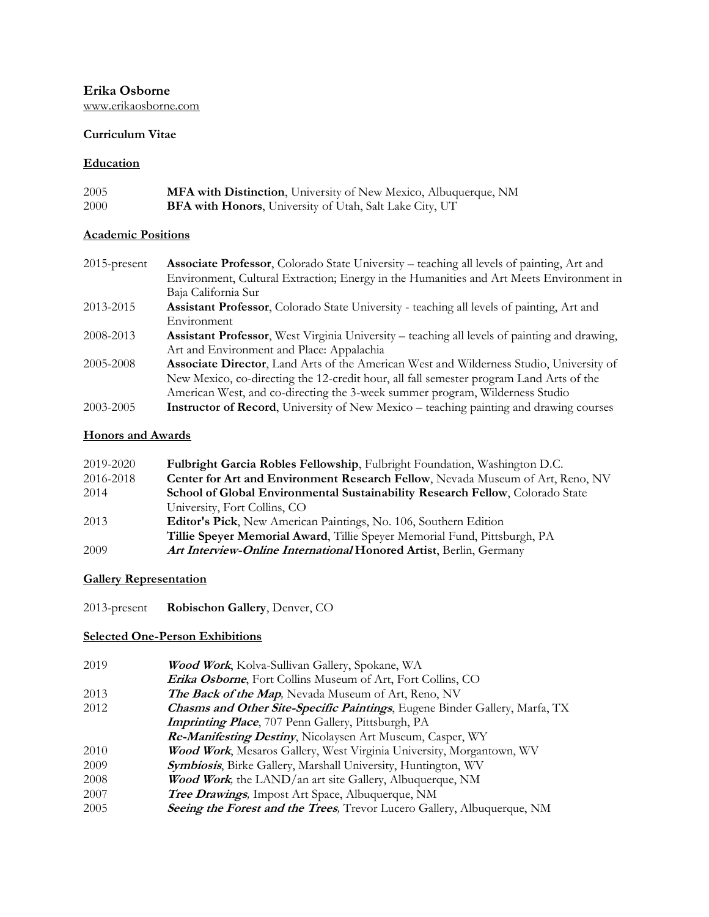**Erika Osborne**
www.erikaosborne.com

**Curriculum Vitae**

## Education

2005 **MFA with Distinction**, University of New Mexico, Albuquerque, NM
2000 **BFA with Honors**, University of Utah, Salt Lake City, UT

## Academic Positions

2015-present **Associate Professor**, Colorado State University – teaching all levels of painting, Art and Environment, Cultural Extraction; Energy in the Humanities and Art Meets Environment in Baja California Sur
2013-2015 **Assistant Professor**, Colorado State University - teaching all levels of painting, Art and Environment
2008-2013 **Assistant Professor**, West Virginia University – teaching all levels of painting and drawing, Art and Environment and Place: Appalachia
2005-2008 **Associate Director**, Land Arts of the American West and Wilderness Studio, University of New Mexico, co-directing the 12-credit hour, all fall semester program Land Arts of the American West, and co-directing the 3-week summer program, Wilderness Studio
2003-2005 **Instructor of Record**, University of New Mexico – teaching painting and drawing courses

## Honors and Awards

2019-2020 **Fulbright Garcia Robles Fellowship**, Fulbright Foundation, Washington D.C.
2016-2018 **Center for Art and Environment Research Fellow**, Nevada Museum of Art, Reno, NV
2014 **School of Global Environmental Sustainability Research Fellow**, Colorado State University, Fort Collins, CO
2013 **Editor's Pick**, New American Paintings, No. 106, Southern Edition
**Tillie Speyer Memorial Award**, Tillie Speyer Memorial Fund, Pittsburgh, PA
2009 ***Art Interview-Online International* Honored Artist**, Berlin, Germany

## Gallery Representation

2013-present **Robischon Gallery**, Denver, CO

## Selected One-Person Exhibitions

2019 ***Wood Work***, Kolva-Sullivan Gallery, Spokane, WA
***Erika Osborne***, Fort Collins Museum of Art, Fort Collins, CO
2013 ***The Back of the Map***, Nevada Museum of Art, Reno, NV
2012 ***Chasms and Other Site-Specific Paintings***, Eugene Binder Gallery, Marfa, TX
***Imprinting Place***, 707 Penn Gallery, Pittsburgh, PA
***Re-Manifesting Destiny***, Nicolaysen Art Museum, Casper, WY
2010 ***Wood Work***, Mesaros Gallery, West Virginia University, Morgantown, WV
2009 ***Symbiosis***, Birke Gallery, Marshall University, Huntington, WV
2008 ***Wood Work***, the LAND/an art site Gallery, Albuquerque, NM
2007 ***Tree Drawings***, Impost Art Space, Albuquerque, NM
2005 ***Seeing the Forest and the Trees***, Trevor Lucero Gallery, Albuquerque, NM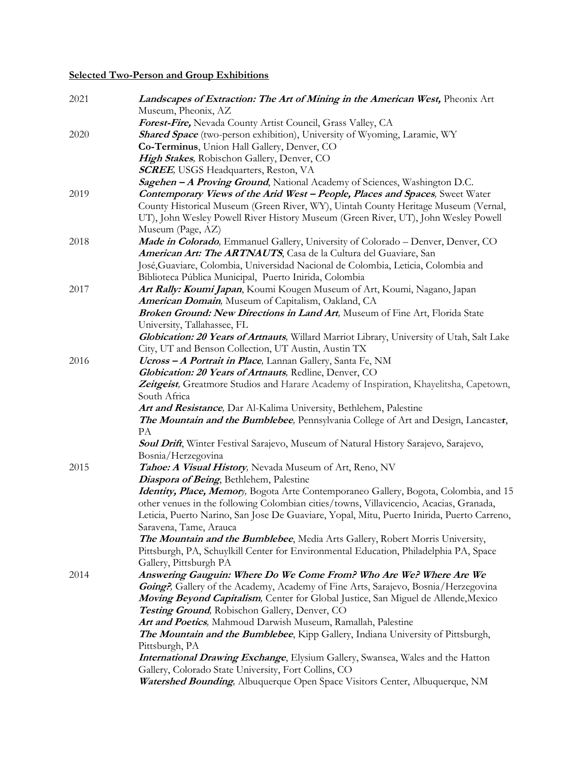## Selected Two-Person and Group Exhibitions

2021

***Landscapes of Extraction: The Art of Mining in the American West,*** Pheonix Art Museum, Pheonix, AZ

***Forest-Fire,*** Nevada County Artist Council, Grass Valley, CA

2020

***Shared Space*** (two-person exhibition), University of Wyoming, Laramie, WY

**Co-Terminus**, Union Hall Gallery, Denver, CO

***High Stakes,*** Robischon Gallery, Denver, CO

***SCREE,*** USGS Headquarters, Reston, VA

***Sagehen – A Proving Ground***, National Academy of Sciences, Washington D.C.

2019

***Contemporary Views of the Arid West – People, Places and Spaces,*** Sweet Water County Historical Museum (Green River, WY), Uintah County Heritage Museum (Vernal, UT), John Wesley Powell River History Museum (Green River, UT), John Wesley Powell Museum (Page, AZ)

2018

***Made in Colorado,*** Emmanuel Gallery, University of Colorado – Denver, Denver, CO

***American Art: The ARTNAUTS***, Casa de la Cultura del Guaviare, San José,Guaviare, Colombia, Universidad Nacional de Colombia, Leticia, Colombia and Biblioteca Pública Municipal, Puerto Inirida, Colombia

2017

***Art Rally: Koumi Japan***, Koumi Kougen Museum of Art, Koumi, Nagano, Japan

***American Domain,*** Museum of Capitalism, Oakland, CA

***Broken Ground: New Directions in Land Art,*** Museum of Fine Art, Florida State University, Tallahassee, FL

***Globication: 20 Years of Artnauts,*** Willard Marriot Library, University of Utah, Salt Lake City, UT and Benson Collection, UT Austin, Austin TX

2016

***Ucross – A Portrait in Place,*** Lannan Gallery, Santa Fe, NM

***Globication: 20 Years of Artnauts,*** Redline, Denver, CO

***Zeitgeist,*** Greatmore Studios and Harare Academy of Inspiration, Khayelitsha, Capetown, South Africa

***Art and Resistance,*** Dar Al-Kalima University, Bethlehem, Palestine

***The Mountain and the Bumblebee,*** Pennsylvania College of Art and Design, Lancaster, PA

***Soul Drift***, Winter Festival Sarajevo, Museum of Natural History Sarajevo, Sarajevo, Bosnia/Herzegovina

2015

***Tahoe: A Visual History,*** Nevada Museum of Art, Reno, NV

***Diaspora of Being***, Bethlehem, Palestine

***Identity, Place, Memory,*** Bogota Arte Contemporaneo Gallery, Bogota, Colombia, and 15 other venues in the following Colombian cities/towns, Villavicencio, Acacias, Granada, Leticia, Puerto Narino, San Jose De Guaviare, Yopal, Mitu, Puerto Inirida, Puerto Carreno, Saravena, Tame, Arauca

***The Mountain and the Bumblebee***, Media Arts Gallery, Robert Morris University, Pittsburgh, PA, Schuylkill Center for Environmental Education, Philadelphia PA, Space Gallery, Pittsburgh PA

2014

***Answering Gauguin: Where Do We Come From? Who Are We? Where Are We Going?,*** Gallery of the Academy, Academy of Fine Arts, Sarajevo, Bosnia/Herzegovina

***Moving Beyond Capitalism,*** Center for Global Justice, San Miguel de Allende,Mexico

***Testing Ground,*** Robischon Gallery, Denver, CO

***Art and Poetics,*** Mahmoud Darwish Museum, Ramallah, Palestine

***The Mountain and the Bumblebee***, Kipp Gallery, Indiana University of Pittsburgh, Pittsburgh, PA

***International Drawing Exchange***, Elysium Gallery, Swansea, Wales and the Hatton Gallery, Colorado State University, Fort Collins, CO

***Watershed Bounding***, Albuquerque Open Space Visitors Center, Albuquerque, NM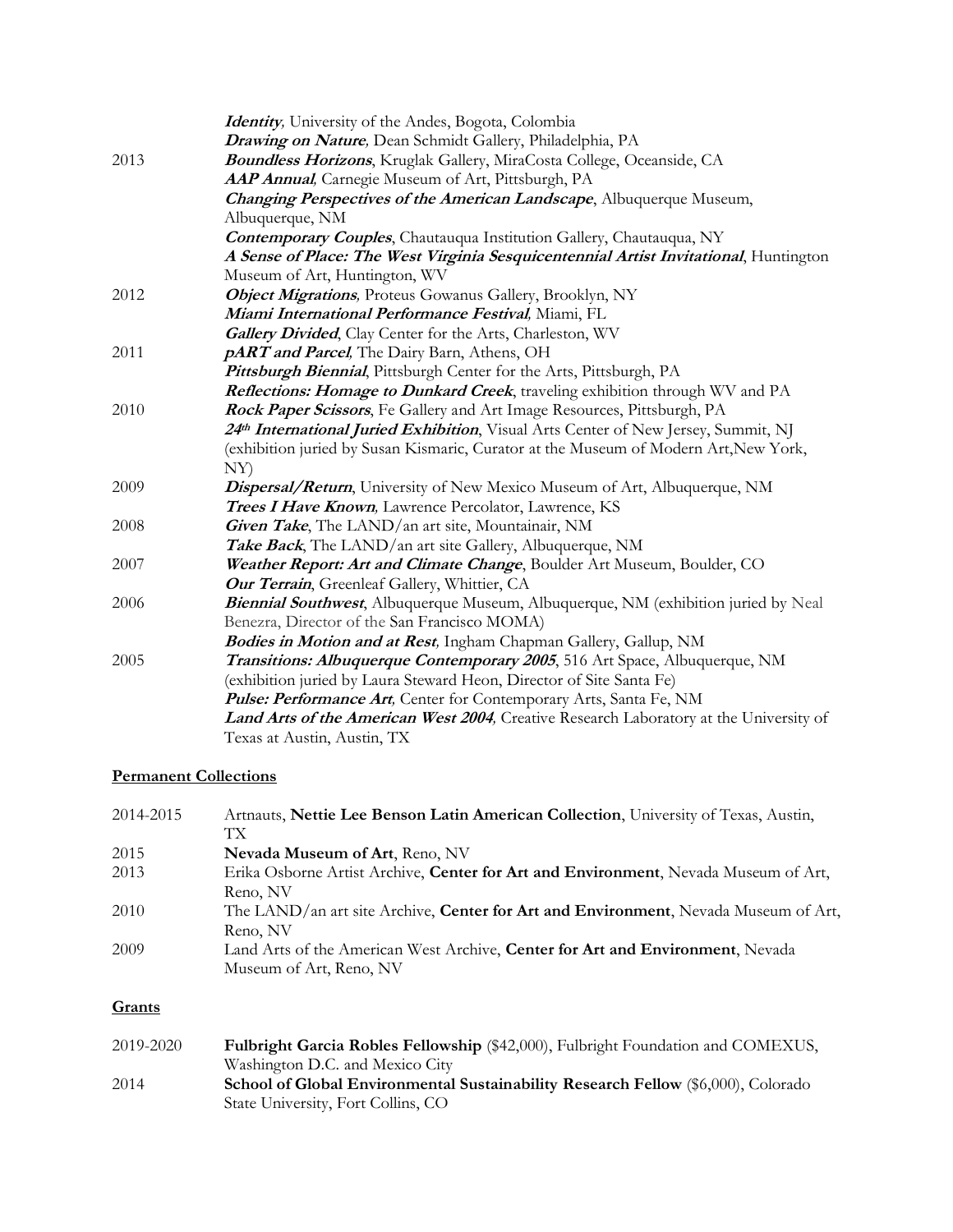| | |
|---|---|
| | ***Identity,*** University of the Andes, Bogota, Colombia |
| | ***Drawing on Nature,*** Dean Schmidt Gallery, Philadelphia, PA |
| 2013 | ***Boundless Horizons***, Kruglak Gallery, MiraCosta College, Oceanside, CA |
| | ***AAP Annual***, Carnegie Museum of Art, Pittsburgh, PA |
| | ***Changing Perspectives of the American Landscape***, Albuquerque Museum, Albuquerque, NM |
| | ***Contemporary Couples***, Chautauqua Institution Gallery, Chautauqua, NY |
| | ***A Sense of Place: The West Virginia Sesquicentennial Artist Invitational***, Huntington Museum of Art, Huntington, WV |
| 2012 | ***Object Migrations,*** Proteus Gowanus Gallery, Brooklyn, NY |
| | ***Miami International Performance Festival***, Miami, FL |
| | ***Gallery Divided***, Clay Center for the Arts, Charleston, WV |
| 2011 | ***pART and Parcel***, The Dairy Barn, Athens, OH |
| | ***Pittsburgh Biennial***, Pittsburgh Center for the Arts, Pittsburgh, PA |
| | ***Reflections: Homage to Dunkard Creek***, traveling exhibition through WV and PA |
| 2010 | ***Rock Paper Scissors***, Fe Gallery and Art Image Resources, Pittsburgh, PA |
| | ***24th International Juried Exhibition***, Visual Arts Center of New Jersey, Summit, NJ (exhibition juried by Susan Kismaric, Curator at the Museum of Modern Art,New York, NY) |
| 2009 | ***Dispersal/Return***, University of New Mexico Museum of Art, Albuquerque, NM |
| | ***Trees I Have Known,*** Lawrence Percolator, Lawrence, KS |
| 2008 | ***Given Take***, The LAND/an art site, Mountainair, NM |
| | ***Take Back***, The LAND/an art site Gallery, Albuquerque, NM |
| 2007 | ***Weather Report: Art and Climate Change***, Boulder Art Museum, Boulder, CO |
| | ***Our Terrain***, Greenleaf Gallery, Whittier, CA |
| 2006 | ***Biennial Southwest***, Albuquerque Museum, Albuquerque, NM (exhibition juried by Neal Benezra, Director of the San Francisco MOMA) |
| | ***Bodies in Motion and at Rest,*** Ingham Chapman Gallery, Gallup, NM |
| 2005 | ***Transitions: Albuquerque Contemporary 2005***, 516 Art Space, Albuquerque, NM (exhibition juried by Laura Steward Heon, Director of Site Santa Fe) |
| | ***Pulse: Performance Art,*** Center for Contemporary Arts, Santa Fe, NM |
| | ***Land Arts of the American West 2004,*** Creative Research Laboratory at the University of Texas at Austin, Austin, TX |

## Permanent Collections

| | |
|---|---|
| 2014-2015 | Artnauts, **Nettie Lee Benson Latin American Collection**, University of Texas, Austin, TX |
| 2015 | **Nevada Museum of Art**, Reno, NV |
| 2013 | Erika Osborne Artist Archive, **Center for Art and Environment**, Nevada Museum of Art, Reno, NV |
| 2010 | The LAND/an art site Archive, **Center for Art and Environment**, Nevada Museum of Art, Reno, NV |
| 2009 | Land Arts of the American West Archive, **Center for Art and Environment**, Nevada Museum of Art, Reno, NV |

## Grants

| | |
|---|---|
| 2019-2020 | **Fulbright Garcia Robles Fellowship** ($42,000), Fulbright Foundation and COMEXUS, Washington D.C. and Mexico City |
| 2014 | **School of Global Environmental Sustainability Research Fellow** ($6,000), Colorado State University, Fort Collins, CO |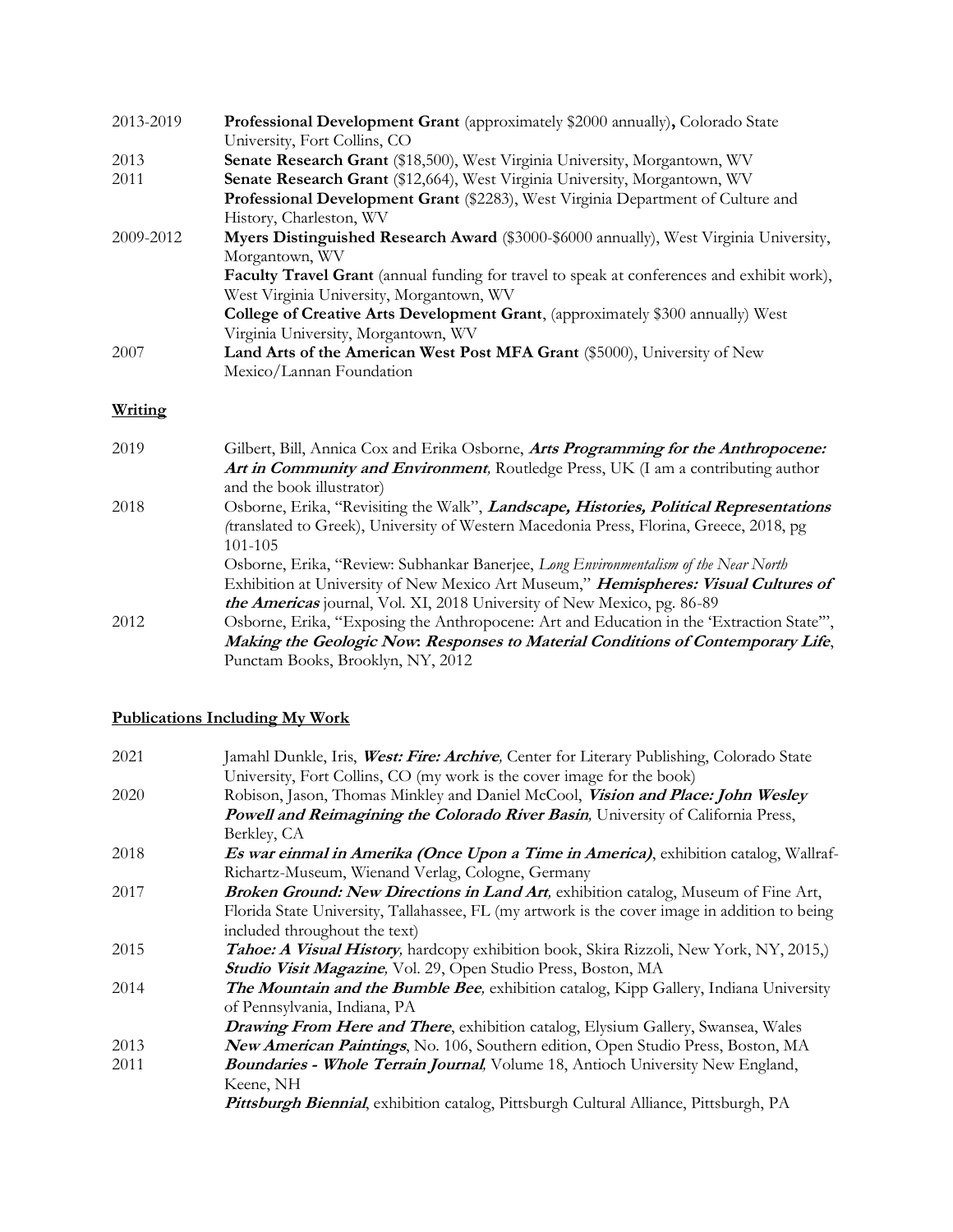2013-2019 **Professional Development Grant** (approximately $2000 annually)**,** Colorado State University, Fort Collins, CO

2013 **Senate Research Grant** ($18,500), West Virginia University, Morgantown, WV

2011 **Senate Research Grant** ($12,664), West Virginia University, Morgantown, WV

**Professional Development Grant** ($2283), West Virginia Department of Culture and History, Charleston, WV

2009-2012 **Myers Distinguished Research Award** ($3000-$6000 annually), West Virginia University, Morgantown, WV

**Faculty Travel Grant** (annual funding for travel to speak at conferences and exhibit work), West Virginia University, Morgantown, WV

**College of Creative Arts Development Grant**, (approximately $300 annually) West Virginia University, Morgantown, WV

2007 **Land Arts of the American West Post MFA Grant** ($5000), University of New Mexico/Lannan Foundation

## Writing

2019 Gilbert, Bill, Annica Cox and Erika Osborne, ***Arts Programming for the Anthropocene: Art in Community and Environment****,* Routledge Press, UK (I am a contributing author and the book illustrator)

2018 Osborne, Erika, "Revisiting the Walk", ***Landscape, Histories, Political Representations*** *(*translated to Greek), University of Western Macedonia Press, Florina, Greece, 2018, pg 101-105

Osborne, Erika, "Review: Subhankar Banerjee, *Long Environmentalism of the Near North* Exhibition at University of New Mexico Art Museum," ***Hemispheres: Visual Cultures of the Americas*** journal, Vol. XI, 2018 University of New Mexico, pg. 86-89

2012 Osborne, Erika, "Exposing the Anthropocene: Art and Education in the 'Extraction State'", ***Making the Geologic Now: Responses to Material Conditions of Contemporary Life***, Punctam Books, Brooklyn, NY, 2012

## Publications Including My Work

2021 Jamahl Dunkle, Iris, ***West: Fire: Archive****,* Center for Literary Publishing, Colorado State University, Fort Collins, CO (my work is the cover image for the book)

2020 Robison, Jason, Thomas Minkley and Daniel McCool, ***Vision and Place: John Wesley Powell and Reimagining the Colorado River Basin****,* University of California Press, Berkley, CA

2018 ***Es war einmal in Amerika (Once Upon a Time in America)***, exhibition catalog, Wallraf-Richartz-Museum, Wienand Verlag, Cologne, Germany

2017 ***Broken Ground: New Directions in Land Art****,* exhibition catalog, Museum of Fine Art, Florida State University, Tallahassee, FL (my artwork is the cover image in addition to being included throughout the text)

2015 ***Tahoe: A Visual History****,* hardcopy exhibition book, Skira Rizzoli, New York, NY, 2015,)

***Studio Visit Magazine****,* Vol. 29, Open Studio Press, Boston, MA

2014 ***The Mountain and the Bumble Bee****,* exhibition catalog, Kipp Gallery, Indiana University of Pennsylvania, Indiana, PA

***Drawing From Here and There***, exhibition catalog, Elysium Gallery, Swansea, Wales

2013 ***New American Paintings***, No. 106, Southern edition, Open Studio Press, Boston, MA

2011 ***Boundaries - Whole Terrain Journal****,* Volume 18, Antioch University New England, Keene, NH

***Pittsburgh Biennial****,* exhibition catalog, Pittsburgh Cultural Alliance, Pittsburgh, PA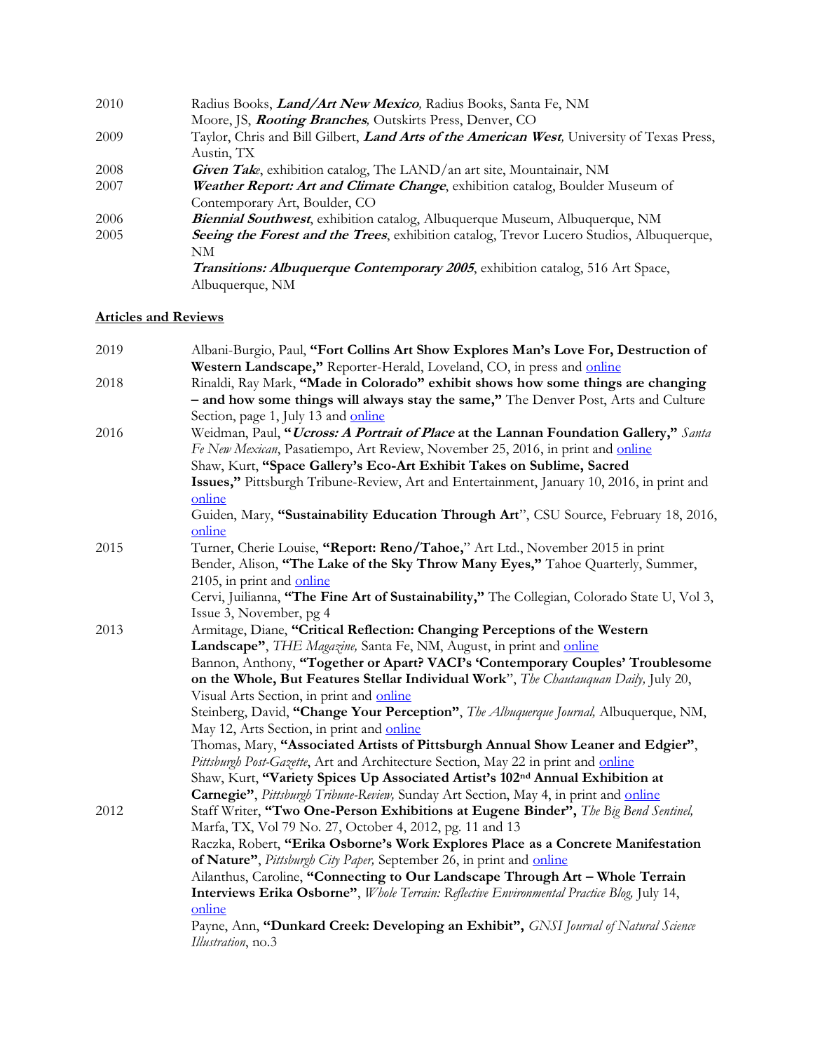2010 Radius Books, ***Land/Art New Mexico,*** Radius Books, Santa Fe, NM
Moore, JS, ***Rooting Branches,*** Outskirts Press, Denver, CO

2009 Taylor, Chris and Bill Gilbert, ***Land Arts of the American West,*** University of Texas Press, Austin, TX

2008 ***Given Take***, exhibition catalog, The LAND/an art site, Mountainair, NM

2007 ***Weather Report: Art and Climate Change***, exhibition catalog, Boulder Museum of Contemporary Art, Boulder, CO

2006 ***Biennial Southwest***, exhibition catalog, Albuquerque Museum, Albuquerque, NM

2005 ***Seeing the Forest and the Trees***, exhibition catalog, Trevor Lucero Studios, Albuquerque, NM
***Transitions: Albuquerque Contemporary 2005***, exhibition catalog, 516 Art Space, Albuquerque, NM

## Articles and Reviews

2019 Albani-Burgio, Paul, **"Fort Collins Art Show Explores Man's Love For, Destruction of Western Landscape,"** Reporter-Herald, Loveland, CO, in press and online

2018 Rinaldi, Ray Mark, **"Made in Colorado" exhibit shows how some things are changing – and how some things will always stay the same,"** The Denver Post, Arts and Culture Section, page 1, July 13 and online

2016 Weidman, Paul, **"*Ucross: A Portrait of Place* at the Lannan Foundation Gallery,"** *Santa Fe New Mexican*, Pasatiempo, Art Review, November 25, 2016, in print and online
Shaw, Kurt, **"Space Gallery's Eco-Art Exhibit Takes on Sublime, Sacred Issues,"** Pittsburgh Tribune-Review, Art and Entertainment, January 10, 2016, in print and online
Guiden, Mary, **"Sustainability Education Through Art"**, CSU Source, February 18, 2016, online

2015 Turner, Cherie Louise, **"Report: Reno/Tahoe,"** Art Ltd., November 2015 in print
Bender, Alison, **"The Lake of the Sky Throw Many Eyes,"** Tahoe Quarterly, Summer, 2105, in print and online
Cervi, Juilianna, **"The Fine Art of Sustainability,"** The Collegian, Colorado State U, Vol 3, Issue 3, November, pg 4

2013 Armitage, Diane, **"Critical Reflection: Changing Perceptions of the Western Landscape"**, *THE Magazine,* Santa Fe, NM, August, in print and online
Bannon, Anthony, **"Together or Apart? VACI's 'Contemporary Couples' Troublesome on the Whole, But Features Stellar Individual Work"**, *The Chautauquan Daily,* July 20, Visual Arts Section, in print and online
Steinberg, David, **"Change Your Perception"**, *The Albuquerque Journal,* Albuquerque, NM, May 12, Arts Section, in print and online
Thomas, Mary, **"Associated Artists of Pittsburgh Annual Show Leaner and Edgier"**, *Pittsburgh Post-Gazette*, Art and Architecture Section, May 22 in print and online
Shaw, Kurt, **"Variety Spices Up Associated Artist's 102nd Annual Exhibition at Carnegie"**, *Pittsburgh Tribune-Review,* Sunday Art Section, May 4, in print and online

2012 Staff Writer, **"Two One-Person Exhibitions at Eugene Binder",** *The Big Bend Sentinel,* Marfa, TX, Vol 79 No. 27, October 4, 2012, pg. 11 and 13
Raczka, Robert, **"Erika Osborne's Work Explores Place as a Concrete Manifestation of Nature"**, *Pittsburgh City Paper,* September 26, in print and online
Ailanthus, Caroline, **"Connecting to Our Landscape Through Art – Whole Terrain Interviews Erika Osborne"**, *Whole Terrain: Reflective Environmental Practice Blog,* July 14, online
Payne, Ann, **"Dunkard Creek: Developing an Exhibit",** *GNSI Journal of Natural Science Illustration*, no.3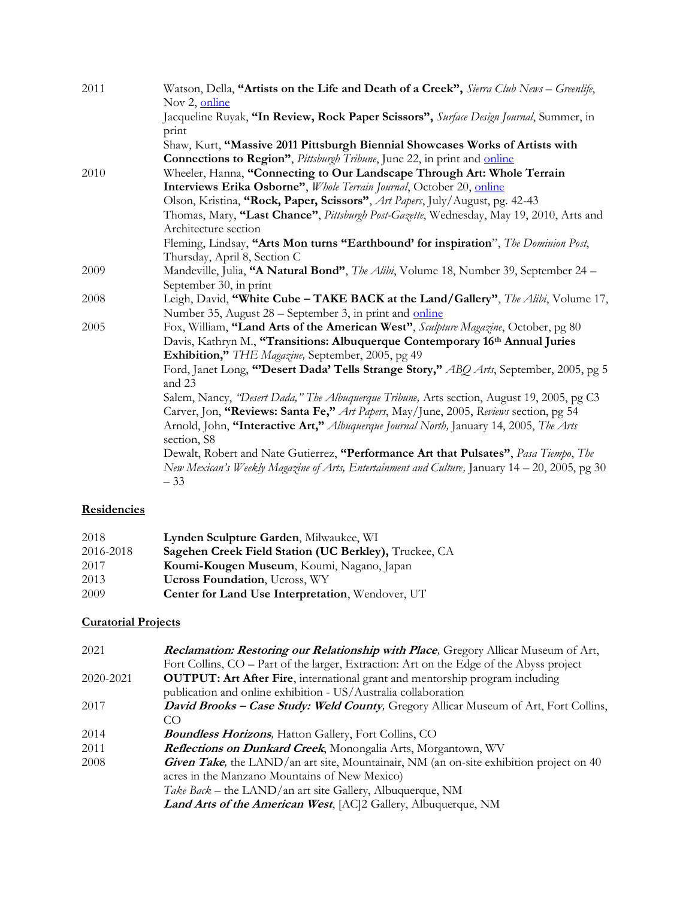| | |
|---|---|
| 2011 | Watson, Della, **"Artists on the Life and Death of a Creek",** *Sierra Club News – Greenlife*, Nov 2, online |
| | Jacqueline Ruyak, **"In Review, Rock Paper Scissors",** *Surface Design Journal*, Summer, in print |
| | Shaw, Kurt, **"Massive 2011 Pittsburgh Biennial Showcases Works of Artists with Connections to Region"**, *Pittsburgh Tribune*, June 22, in print and online |
| 2010 | Wheeler, Hanna, **"Connecting to Our Landscape Through Art: Whole Terrain Interviews Erika Osborne"**, *Whole Terrain Journal*, October 20, online |
| | Olson, Kristina, **"Rock, Paper, Scissors"**, *Art Papers*, July/August, pg. 42-43 |
| | Thomas, Mary, **"Last Chance"**, *Pittsburgh Post-Gazette*, Wednesday, May 19, 2010, Arts and Architecture section |
| | Fleming, Lindsay, **"Arts Mon turns "Earthbound' for inspiration**", *The Dominion Post*, Thursday, April 8, Section C |
| 2009 | Mandeville, Julia, **"A Natural Bond"**, *The Alibi*, Volume 18, Number 39, September 24 – September 30, in print |
| 2008 | Leigh, David, **"White Cube – TAKE BACK at the Land/Gallery"**, *The Alibi*, Volume 17, Number 35, August 28 – September 3, in print and online |
| 2005 | Fox, William, **"Land Arts of the American West"**, *Sculpture Magazine*, October, pg 80 |
| | Davis, Kathryn M., **"Transitions: Albuquerque Contemporary 16th Annual Juries Exhibition,"** *THE Magazine,* September, 2005, pg 49 |
| | Ford, Janet Long, **"'Desert Dada' Tells Strange Story,"** *ABQ Arts*, September, 2005, pg 5 and 23 |
| | Salem, Nancy, *"Desert Dada," The Albuquerque Tribune,* Arts section, August 19, 2005, pg C3 |
| | Carver, Jon, **"Reviews: Santa Fe,"** *Art Papers*, May/June, 2005, *Reviews* section, pg 54 |
| | Arnold, John, **"Interactive Art,"** *Albuquerque Journal North,* January 14, 2005, *The Arts* section, S8 |
| | Dewalt, Robert and Nate Gutierrez, **"Performance Art that Pulsates"**, *Pasa Tiempo*, *The New Mexican's Weekly Magazine of Arts, Entertainment and Culture,* January 14 – 20, 2005, pg 30 – 33 |

## Residencies

| | |
|---|---|
| 2018 | **Lynden Sculpture Garden**, Milwaukee, WI |
| 2016-2018 | **Sagehen Creek Field Station (UC Berkley),** Truckee, CA |
| 2017 | **Koumi-Kougen Museum**, Koumi, Nagano, Japan |
| 2013 | **Ucross Foundation**, Ucross, WY |
| 2009 | **Center for Land Use Interpretation**, Wendover, UT |

## Curatorial Projects

| | |
|---|---|
| 2021 | ***Reclamation: Restoring our Relationship with Place****,* Gregory Allicar Museum of Art, Fort Collins, CO – Part of the larger, Extraction: Art on the Edge of the Abyss project |
| 2020-2021 | **OUTPUT: Art After Fire**, international grant and mentorship program including publication and online exhibition - US/Australia collaboration |
| 2017 | ***David Brooks – Case Study: Weld County****,* Gregory Allicar Museum of Art, Fort Collins, CO |
| 2014 | ***Boundless Horizons****,* Hatton Gallery, Fort Collins, CO |
| 2011 | ***Reflections on Dunkard Creek***, Monongalia Arts, Morgantown, WV |
| 2008 | ***Given Take****,* the LAND/an art site, Mountainair, NM (an on-site exhibition project on 40 acres in the Manzano Mountains of New Mexico) |
| | *Take Back* – the LAND/an art site Gallery, Albuquerque, NM |
| | ***Land Arts of the American West***, [AC]2 Gallery, Albuquerque, NM |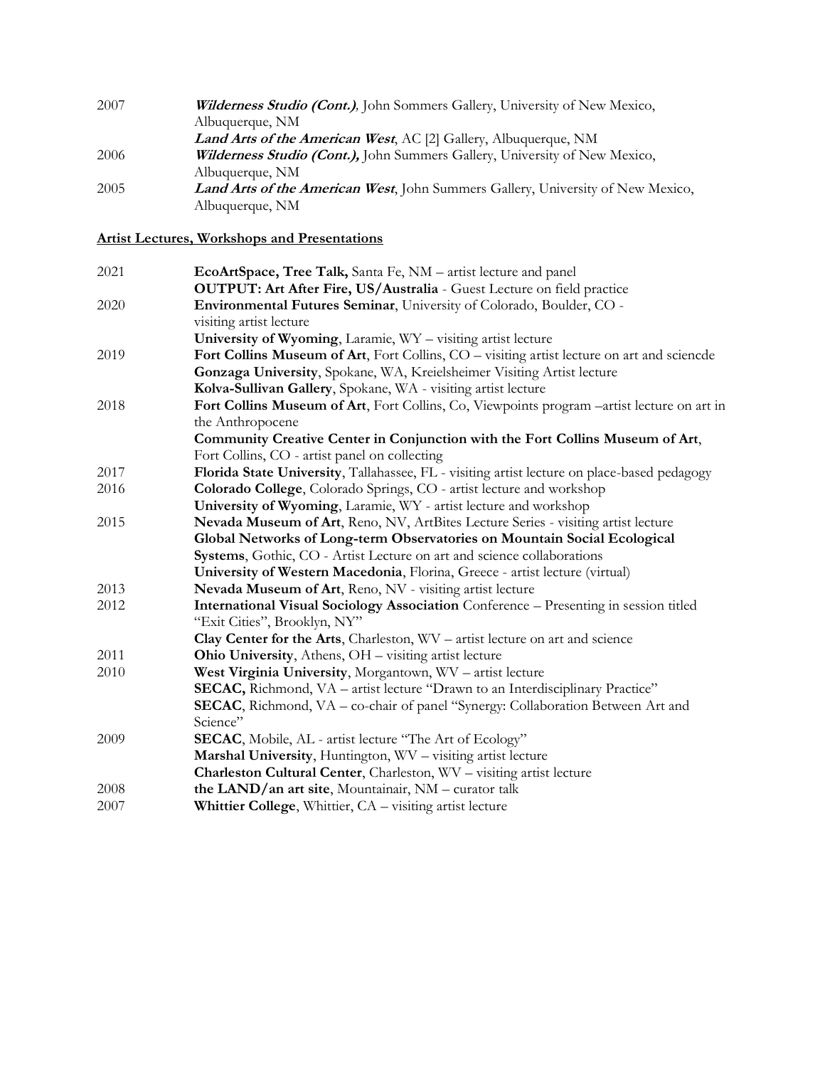2007 ***Wilderness Studio (Cont.)***, John Sommers Gallery, University of New Mexico, Albuquerque, NM
***Land Arts of the American West***, AC [2] Gallery, Albuquerque, NM

2006 ***Wilderness Studio (Cont.),*** John Summers Gallery, University of New Mexico, Albuquerque, NM

2005 ***Land Arts of the American West***, John Summers Gallery, University of New Mexico, Albuquerque, NM

## Artist Lectures, Workshops and Presentations

2021 **EcoArtSpace, Tree Talk,** Santa Fe, NM – artist lecture and panel
**OUTPUT: Art After Fire, US/Australia** - Guest Lecture on field practice

2020 **Environmental Futures Seminar**, University of Colorado, Boulder, CO - visiting artist lecture
**University of Wyoming**, Laramie, WY – visiting artist lecture

2019 **Fort Collins Museum of Art**, Fort Collins, CO – visiting artist lecture on art and sciencde
**Gonzaga University**, Spokane, WA, Kreielsheimer Visiting Artist lecture
**Kolva-Sullivan Gallery**, Spokane, WA - visiting artist lecture

2018 **Fort Collins Museum of Art**, Fort Collins, Co, Viewpoints program –artist lecture on art in the Anthropocene
**Community Creative Center in Conjunction with the Fort Collins Museum of Art**, Fort Collins, CO - artist panel on collecting

2017 **Florida State University**, Tallahassee, FL - visiting artist lecture on place-based pedagogy

2016 **Colorado College**, Colorado Springs, CO - artist lecture and workshop
**University of Wyoming**, Laramie, WY - artist lecture and workshop

2015 **Nevada Museum of Art**, Reno, NV, ArtBites Lecture Series - visiting artist lecture
**Global Networks of Long-term Observatories on Mountain Social Ecological Systems**, Gothic, CO - Artist Lecture on art and science collaborations
**University of Western Macedonia**, Florina, Greece - artist lecture (virtual)

2013 **Nevada Museum of Art**, Reno, NV - visiting artist lecture

2012 **International Visual Sociology Association** Conference – Presenting in session titled "Exit Cities", Brooklyn, NY"
**Clay Center for the Arts**, Charleston, WV – artist lecture on art and science

2011 **Ohio University**, Athens, OH – visiting artist lecture

2010 **West Virginia University**, Morgantown, WV – artist lecture
**SECAC,** Richmond, VA – artist lecture "Drawn to an Interdisciplinary Practice"
**SECAC**, Richmond, VA – co-chair of panel "Synergy: Collaboration Between Art and Science"

2009 **SECAC**, Mobile, AL - artist lecture "The Art of Ecology"
**Marshal University**, Huntington, WV – visiting artist lecture
**Charleston Cultural Center**, Charleston, WV – visiting artist lecture

2008 **the LAND/an art site**, Mountainair, NM – curator talk

2007 **Whittier College**, Whittier, CA – visiting artist lecture